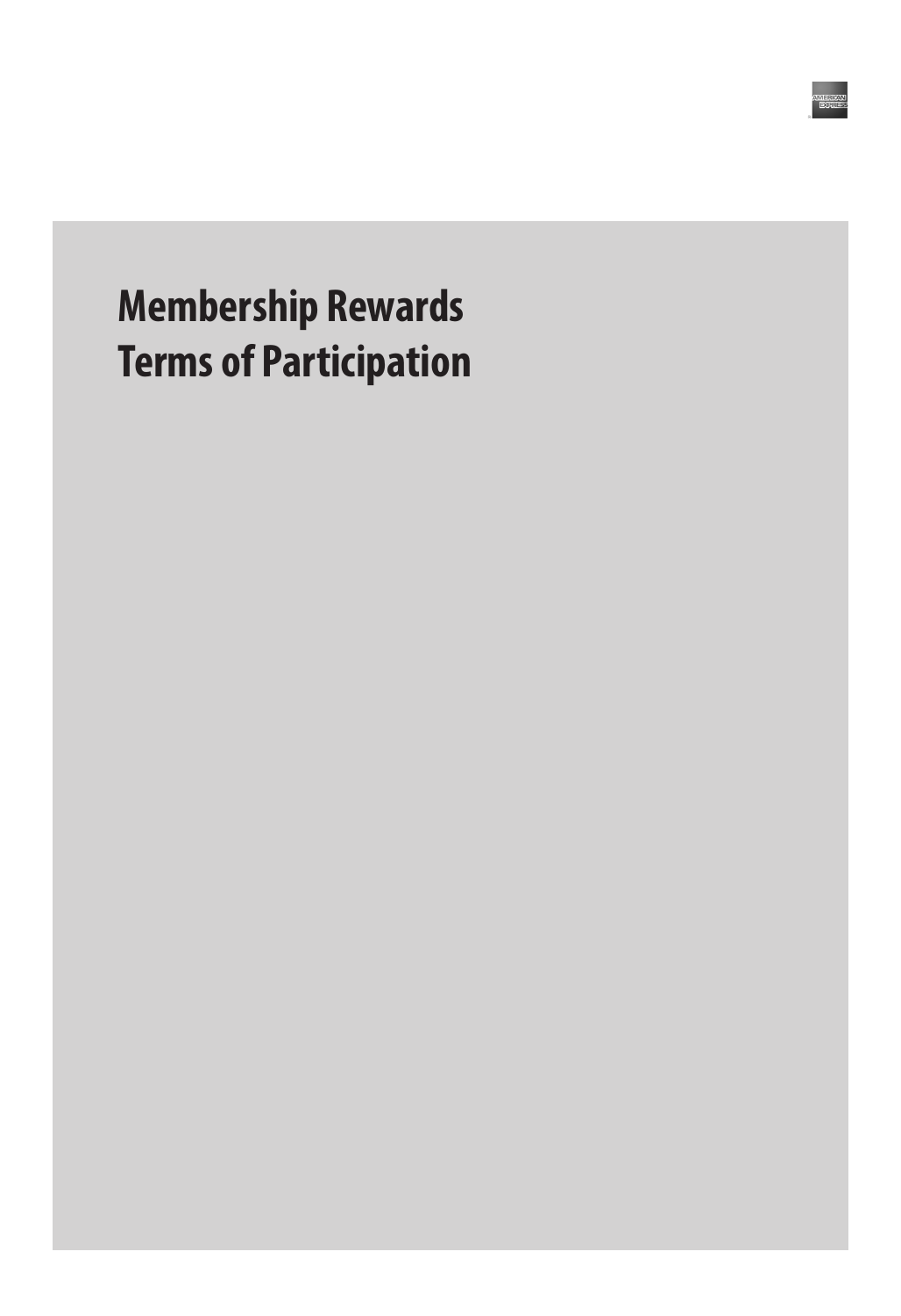# Membership Rewards Terms of Participation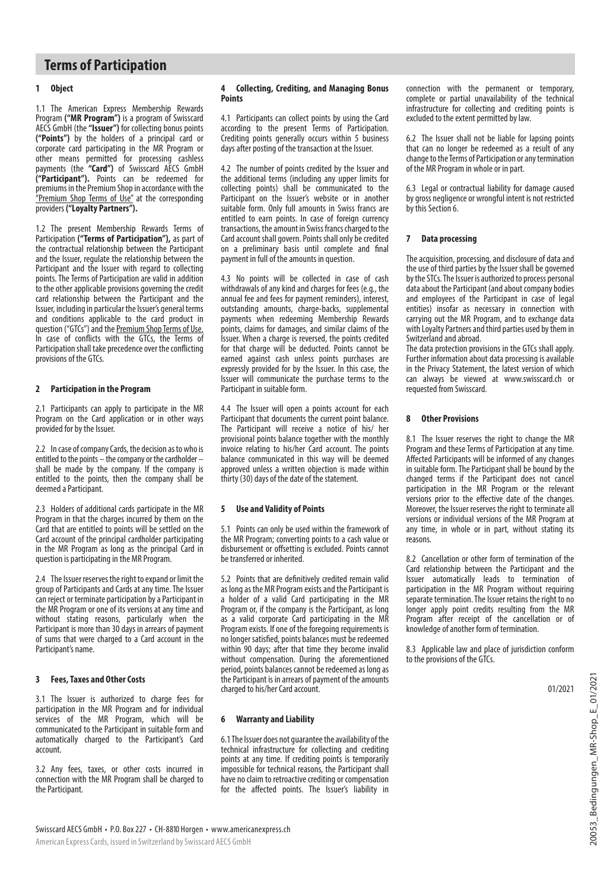# Terms of Participation

## 1 Object

1.1 The American Express Membership Rewards Program **("MR Program")** is a program of Swisscard AECS GmbH (the **"Issuer"**) for collecting bonus points **("Points")** by the holders of a principal card or corporate card participating in the MR Program or other means permitted for processing cashless payments (the **"Card"**) of Swisscard AECS GmbH **("Participant")**. Points can be redeemed for premiums in the Premium Shop in accordance with the "Premium Shop Terms of Use" at the corresponding providers **("Loyalty Partners")**.

1.2 The present Membership Rewards Terms of Participation **("Terms of Participation")**, as part of the contractual relationship between the Participant and the Issuer, regulate the relationship between the Participant and the Issuer with regard to collecting points. The Terms of Participation are valid in addition to the other applicable provisions governing the credit card relationship between the Participant and the Issuer, including in particular the Issuer's general terms and conditions applicable to the card product in question ("GTCs") and the Premium Shop Terms of Use. In case of conflicts with the GTCs, the Terms of Participation shall take precedence over the conflicting provisions of the GTCs.

## 2 Participation in the Program

2.1 Participants can apply to participate in the MR Program on the Card application or in other ways provided for by the Issuer.

2.2 In case of company Cards, the decision as to who is entitled to the points – the company or the cardholder – shall be made by the company. If the company is entitled to the points, then the company shall be deemed a Participant.

2.3 Holders of additional cards participate in the MR Program in that the charges incurred by them on the Card that are entitled to points will be settled on the Card account of the principal cardholder participating in the MR Program as long as the principal Card in question is participating in the MR Program.

2.4 The Issuer reserves the right to expand or limit the group of Participants and Cards at any time. The Issuer can reject or terminate participation by a Participant in the MR Program or one of its versions at any time and without stating reasons, particularly when the Participant is more than 30 days in arrears of payment of sums that were charged to a Card account in the Participant's name.

## 3 Fees, Taxes and Other Costs

3.1 The Issuer is authorized to charge fees for participation in the MR Program and for individual services of the MR Program, which will be communicated to the Participant in suitable form and automatically charged to the Participant's Card account.

3.2 Any fees, taxes, or other costs incurred in connection with the MR Program shall be charged to the Participant.

## 4 Collecting, Crediting, and Managing Bonus Points

4.1 Participants can collect points by using the Card according to the present Terms of Participation. Crediting points generally occurs within 5 business days after posting of the transaction at the Issuer.

4.2 The number of points credited by the Issuer and the additional terms (including any upper limits for collecting points) shall be communicated to the Participant on the Issuer's website or in another suitable form. Only full amounts in Swiss francs are entitled to earn points. In case of foreign currency transactions, the amount in Swiss francs charged to the Card account shall govern. Points shall only be credited on a preliminary basis until complete and final payment in full of the amounts in question.

4.3 No points will be collected in case of cash withdrawals of any kind and charges for fees (e.g., the annual fee and fees for payment reminders), interest, outstanding amounts, charge-backs, supplemental payments when redeeming Membership Rewards points, claims for damages, and similar claims of the Issuer. When a charge is reversed, the points credited for that charge will be deducted. Points cannot be earned against cash unless points purchases are expressly provided for by the Issuer. In this case, the Issuer will communicate the purchase terms to the Participant in suitable form.

4.4 The Issuer will open a points account for each Participant that documents the current point balance. The Participant will receive a notice of his/ her provisional points balance together with the monthly invoice relating to his/her Card account. The points balance communicated in this way will be deemed approved unless a written objection is made within thirty (30) days of the date of the statement.

## 5 Use and Validity of Points

5.1 Points can only be used within the framework of the MR Program; converting points to a cash value or disbursement or offsetting is excluded. Points cannot be transferred or inherited.

5.2 Points that are definitively credited remain valid as long as the MR Program exists and the Participant is a holder of a valid Card participating in the MR Program or, if the company is the Participant, as long as a valid corporate Card participating in the MR Program exists. If one of the foregoing requirements is no longer satisfied, points balances must be redeemed within 90 days; after that time they become invalid without compensation. During the aforementioned period, points balances cannot be redeemed as long as the Participant is in arrears of payment of the amounts charged to his/her Card account.

## 6 Warranty and Liability

6.1 The Issuer does not guarantee the availability of the technical infrastructure for collecting and crediting points at any time. If crediting points is temporarily impossible for technical reasons, the Participant shall have no claim to retroactive crediting or compensation for the affected points. The Issuer's liability in connection with the permanent or temporary, complete or partial unavailability of the technical infrastructure for collecting and crediting points is excluded to the extent permitted by law.

6.2 The Issuer shall not be liable for lapsing points that can no longer be redeemed as a result of any change to the Terms of Participation or any termination of the MR Program in whole or in part.

6.3 Legal or contractual liability for damage caused by gross negligence or wrongful intent is not restricted by this Section 6.

## 7 Data processing

The acquisition, processing, and disclosure of data and the use of third parties by the Issuer shall be governed by the STCs. The Issuer is authorized to process personal data about the Participant (and about company bodies and employees of the Participant in case of legal entities) insofar as necessary in connection with carrying out the MR Program, and to exchange data with Loyalty Partners and third parties used by them in Switzerland and abroad.

The data protection provisions in the GTCs shall apply. Further information about data processing is available in the Privacy Statement, the latest version of which can always be viewed at www.swisscard.ch or requested from Swisscard.

## 8 Other Provisions

8.1 The Issuer reserves the right to change the MR Program and these Terms of Participation at any time. Affected Participants will be informed of any changes in suitable form. The Participant shall be bound by the changed terms if the Participant does not cancel participation in the MR Program or the relevant versions prior to the effective date of the changes. Moreover, the Issuer reserves the right to terminate all versions or individual versions of the MR Program at any time, in whole or in part, without stating its reasons.

8.2 Cancellation or other form of termination of the Card relationship between the Participant and the Issuer automatically leads to termination of participation in the MR Program without requiring separate termination. The Issuer retains the right to no longer apply point credits resulting from the MR Program after receipt of the cancellation or of knowledge of another form of termination.

8.3 Applicable law and place of jurisdiction conform to the provisions of the GTCs.

01/2021

Swisscard AECS GmbH • P.O. Box 227 • CH-8810 Horgen • www.americanexpress.ch

American Express Cards, issued in Switzerland by Swisscard AECS GmbH

20053_Bedingungen_MR-Shop_E_01/2021